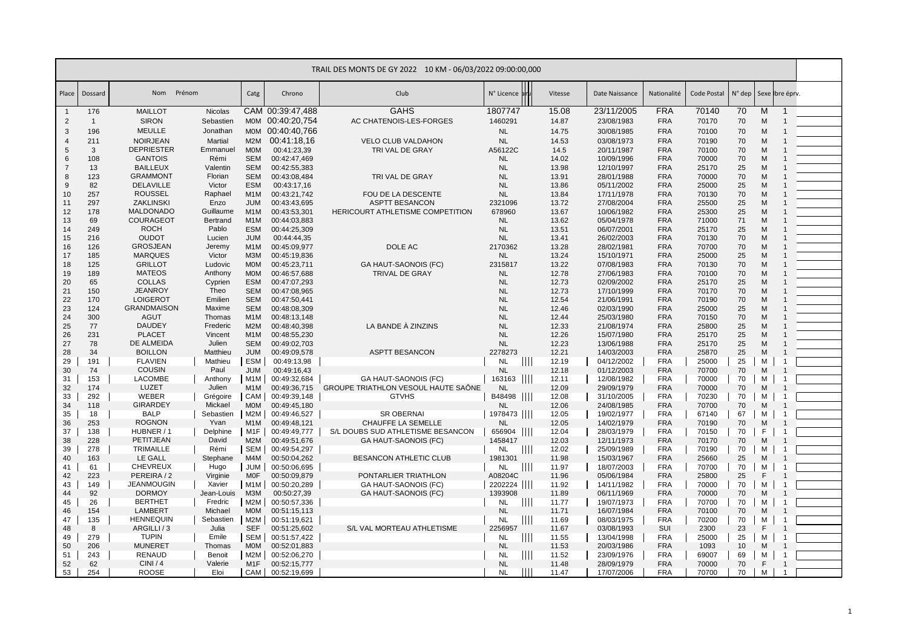# TRAIL DES MONTS DE GY 2022 10 KM - 06/03/2022 09:00:00,000

| Place | Dossard | Nom | Prénom | Catg | Chrono | Club | N° Licence | Vitesse | Date Naissance | Nationalité | Code Postal | N° dep | Sexe | Nbre éprv. |
|---|---|---|---|---|---|---|---|---|---|---|---|---|---|---|
| 1 | 176 | MAILLOT | Nicolas | CAM | 00:39:47,488 | GAHS | 1807747 | 15.08 | 23/11/2005 | FRA | 70140 | 70 | M | 1 |
| 2 | 1 | SIRON | Sebastien | M0M | 00:40:20,754 | AC CHATENOIS-LES-FORGES | 1460291 | 14.87 | 23/08/1983 | FRA | 70170 | 70 | M | 1 |
| 3 | 196 | MEULLE | Jonathan | M0M | 00:40:40,766 | | NL | 14.75 | 30/08/1985 | FRA | 70100 | 70 | M | 1 |
| 4 | 211 | NOIRJEAN | Martial | M2M | 00:41:18,16 | VELO CLUB VALDAHON | NL | 14.53 | 03/08/1973 | FRA | 70190 | 70 | M | 1 |
| 5 | 3 | DEPRIESTER | Emmanuel | M0M | 00:41:23,39 | TRI VAL DE GRAY | A56122C | 14.5 | 20/11/1987 | FRA | 70100 | 70 | M | 1 |
| 6 | 108 | GANTOIS | Rémi | SEM | 00:42:47,469 | | NL | 14.02 | 10/09/1996 | FRA | 70000 | 70 | M | 1 |
| 7 | 13 | BAILLEUX | Valentin | SEM | 00:42:55,383 | | NL | 13.98 | 12/10/1997 | FRA | 25170 | 25 | M | 1 |
| 8 | 123 | GRAMMONT | Florian | SEM | 00:43:08,484 | TRI VAL DE GRAY | NL | 13.91 | 28/01/1988 | FRA | 70000 | 70 | M | 1 |
| 9 | 82 | DELAVILLE | Victor | ESM | 00:43:17,16 | | NL | 13.86 | 05/11/2002 | FRA | 25000 | 25 | M | 1 |
| 10 | 257 | ROUSSEL | Raphael | M1M | 00:43:21,742 | FOU DE LA DESCENTE | NL | 13.84 | 17/11/1978 | FRA | 70130 | 70 | M | 1 |
| 11 | 297 | ZAKLINSKI | Enzo | JUM | 00:43:43,695 | ASPTT BESANCON | 2321096 | 13.72 | 27/08/2004 | FRA | 25500 | 25 | M | 1 |
| 12 | 178 | MALDONADO | Guillaume | M1M | 00:43:53,301 | HERICOURT ATHLETISME COMPETITION | 678960 | 13.67 | 10/06/1982 | FRA | 25300 | 25 | M | 1 |
| 13 | 69 | COURAGEOT | Bertrand | M1M | 00:44:03,883 | | NL | 13.62 | 05/04/1978 | FRA | 71000 | 71 | M | 1 |
| 14 | 249 | ROCH | Pablo | ESM | 00:44:25,309 | | NL | 13.51 | 06/07/2001 | FRA | 25170 | 25 | M | 1 |
| 15 | 216 | OUDOT | Lucien | JUM | 00:44:44,35 | | NL | 13.41 | 26/02/2003 | FRA | 70130 | 70 | M | 1 |
| 16 | 126 | GROSJEAN | Jeremy | M1M | 00:45:09,977 | DOLE AC | 2170362 | 13.28 | 28/02/1981 | FRA | 70700 | 70 | M | 1 |
| 17 | 185 | MARQUES | Victor | M3M | 00:45:19,836 | | NL | 13.24 | 15/10/1971 | FRA | 25000 | 25 | M | 1 |
| 18 | 125 | GRILLOT | Ludovic | M0M | 00:45:23,711 | GA HAUT-SAONOIS (FC) | 2315817 | 13.22 | 07/08/1983 | FRA | 70130 | 70 | M | 1 |
| 19 | 189 | MATEOS | Anthony | M0M | 00:46:57,688 | TRIVAL DE GRAY | NL | 12.78 | 27/06/1983 | FRA | 70100 | 70 | M | 1 |
| 20 | 65 | COLLAS | Cyprien | ESM | 00:47:07,293 | | NL | 12.73 | 02/09/2002 | FRA | 25170 | 25 | M | 1 |
| 21 | 150 | JEANROY | Theo | SEM | 00:47:08,965 | | NL | 12.73 | 17/10/1999 | FRA | 70170 | 70 | M | 1 |
| 22 | 170 | LOIGEROT | Emilien | SEM | 00:47:50,441 | | NL | 12.54 | 21/06/1991 | FRA | 70190 | 70 | M | 1 |
| 23 | 124 | GRANDMAISON | Maxime | SEM | 00:48:08,309 | | NL | 12.46 | 02/03/1990 | FRA | 25000 | 25 | M | 1 |
| 24 | 300 | AGUT | Thomas | M1M | 00:48:13,148 | | NL | 12.44 | 25/03/1980 | FRA | 70150 | 70 | M | 1 |
| 25 | 77 | DAUDEY | Frederic | M2M | 00:48:40,398 | LA BANDE À ZINZINS | NL | 12.33 | 21/08/1974 | FRA | 25800 | 25 | M | 1 |
| 26 | 231 | PLACET | Vincent | M1M | 00:48:55,230 | | NL | 12.26 | 15/07/1980 | FRA | 25170 | 25 | M | 1 |
| 27 | 78 | DE ALMEIDA | Julien | SEM | 00:49:02,703 | | NL | 12.23 | 13/06/1988 | FRA | 25170 | 25 | M | 1 |
| 28 | 34 | BOILLON | Matthieu | JUM | 00:49:09,578 | ASPTT BESANCON | 2278273 | 12.21 | 14/03/2003 | FRA | 25870 | 25 | M | 1 |
| 29 | 191 | FLAVIEN | Mathieu | ESM | 00:49:13,98 | | NL | 12.19 | 04/12/2002 | FRA | 25000 | 25 | M | 1 |
| 30 | 74 | COUSIN | Paul | JUM | 00:49:16,43 | | NL | 12.18 | 01/12/2003 | FRA | 70700 | 70 | M | 1 |
| 31 | 153 | LACOMBE | Anthony | M1M | 00:49:32,684 | GA HAUT-SAONOIS (FC) | 163163 | 12.11 | 12/08/1982 | FRA | 70000 | 70 | M | 1 |
| 32 | 174 | LUZET | Julien | M1M | 00:49:36,715 | GROUPE TRIATHLON VESOUL HAUTE SAÔNE | NL | 12.09 | 29/09/1979 | FRA | 70000 | 70 | M | 1 |
| 33 | 292 | WEBER | Grégoire | CAM | 00:49:39,148 | GTVHS | B48498 | 12.08 | 31/10/2005 | FRA | 70230 | 70 | M | 1 |
| 34 | 118 | GIRARDEY | Mickael | M0M | 00:49:45,180 | | NL | 12.06 | 24/08/1985 | FRA | 70700 | 70 | M | 1 |
| 35 | 18 | BALP | Sebastien | M2M | 00:49:46,527 | SR OBERNAI | 1978473 | 12.05 | 19/02/1977 | FRA | 67140 | 67 | M | 1 |
| 36 | 253 | ROGNON | Yvan | M1M | 00:49:48,121 | CHAUFFE LA SEMELLE | NL | 12.05 | 14/02/1979 | FRA | 70190 | 70 | M | 1 |
| 37 | 138 | HUBNER / 1 | Delphine | M1F | 00:49:49,777 | S/L DOUBS SUD ATHLETISME BESANCON | 656904 | 12.04 | 28/03/1979 | FRA | 70150 | 70 | F | 1 |
| 38 | 228 | PETITJEAN | David | M2M | 00:49:51,676 | GA HAUT-SAONOIS (FC) | 1458417 | 12.03 | 12/11/1973 | FRA | 70170 | 70 | M | 1 |
| 39 | 278 | TRIMAILLE | Rémi | SEM | 00:49:54,297 | | NL | 12.02 | 25/09/1989 | FRA | 70190 | 70 | M | 1 |
| 40 | 163 | LE GALL | Stephane | M4M | 00:50:04,262 | BESANCON ATHLETIC CLUB | 1981301 | 11.98 | 15/03/1967 | FRA | 25660 | 25 | M | 1 |
| 41 | 61 | CHEVREUX | Hugo | JUM | 00:50:06,695 | | NL | 11.97 | 18/07/2003 | FRA | 70700 | 70 | M | 1 |
| 42 | 223 | PEREIRA / 2 | Virginie | M0F | 00:50:09,879 | PONTARLIER TRIATHLON | A08204C | 11.96 | 05/06/1984 | FRA | 25800 | 25 | F | 1 |
| 43 | 149 | JEANMOUGIN | Xavier | M1M | 00:50:20,289 | GA HAUT-SAONOIS (FC) | 2202224 | 11.92 | 14/11/1982 | FRA | 70000 | 70 | M | 1 |
| 44 | 92 | DORMOY | Jean-Louis | M3M | 00:50:27,39 | GA HAUT-SAONOIS (FC) | 1393908 | 11.89 | 06/11/1969 | FRA | 70000 | 70 | M | 1 |
| 45 | 26 | BERTHET | Fredric | M2M | 00:50:57,336 | | NL | 11.77 | 19/07/1973 | FRA | 70700 | 70 | M | 1 |
| 46 | 154 | LAMBERT | Michael | M0M | 00:51:15,113 | | NL | 11.71 | 16/07/1984 | FRA | 70100 | 70 | M | 1 |
| 47 | 135 | HENNEQUIN | Sebastien | M2M | 00:51:19,621 | | NL | 11.69 | 08/03/1975 | FRA | 70200 | 70 | M | 1 |
| 48 | 8 | ARGILLI / 3 | Julia | SEF | 00:51:25,602 | S/L VAL MORTEAU ATHLETISME | 2256957 | 11.67 | 03/08/1993 | SUI | 2300 | 23 | F | 1 |
| 49 | 279 | TUPIN | Emile | SEM | 00:51:57,422 | | NL | 11.55 | 13/04/1998 | FRA | 25000 | 25 | M | 1 |
| 50 | 206 | MUNERET | Thomas | M0M | 00:52:01,883 | | NL | 11.53 | 20/03/1986 | FRA | 1093 | 10 | M | 1 |
| 51 | 243 | RENAUD | Benoit | M2M | 00:52:06,270 | | NL | 11.52 | 23/09/1976 | FRA | 69007 | 69 | M | 1 |
| 52 | 62 | CINI / 4 | Valerie | M1F | 00:52:15,777 | | NL | 11.48 | 28/09/1979 | FRA | 70000 | 70 | F | 1 |
| 53 | 254 | ROOSE | Eloi | CAM | 00:52:19,699 | | NL | 11.47 | 17/07/2006 | FRA | 70700 | 70 | M | 1 |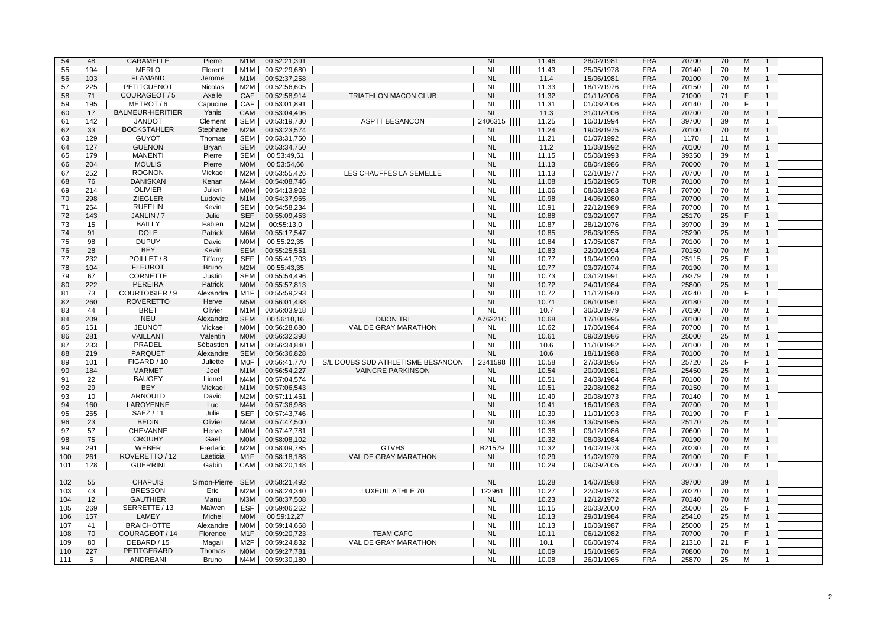| | | | | | | | | | | | | | | | | |
|---|---|---|---|---|---|---|---|---|---|---|---|---|---|---|---|---|
| 54 | 48 | CARAMELLE | Pierre | M1M | 00:52:21,391 | | NL | | 11.46 | 28/02/1981 | FRA | 70700 | 70 | M | 1 | |
| 55 | 194 | MERLO | Florent | M1M | 00:52:29,680 | | NL | \|\|\|\| | 11.43 | 25/05/1978 | FRA | 70140 | 70 | M | 1 | |
| 56 | 103 | FLAMAND | Jerome | M1M | 00:52:37,258 | | NL | | 11.4 | 15/06/1981 | FRA | 70100 | 70 | M | 1 | |
| 57 | 225 | PETITCUENOT | Nicolas | M2M | 00:52:56,605 | | NL | \|\|\|\| | 11.33 | 18/12/1976 | FRA | 70150 | 70 | M | 1 | |
| 58 | 71 | COURAGEOT / 5 | Axelle | CAF | 00:52:58,914 | TRIATHLON MACON CLUB | NL | | 11.32 | 01/11/2006 | FRA | 71000 | 71 | F | 1 | |
| 59 | 195 | METROT / 6 | Capucine | CAF | 00:53:01,891 | | NL | \|\|\|\| | 11.31 | 01/03/2006 | FRA | 70140 | 70 | F | 1 | |
| 60 | 17 | BALMEUR-HERITIER | Yanis | CAM | 00:53:04,496 | | NL | | 11.3 | 31/01/2006 | FRA | 70700 | 70 | M | 1 | |
| 61 | 142 | JANDOT | Clement | SEM | 00:53:19,730 | ASPTT BESANCON | 2406315 | \|\|\|\| | 11.25 | 10/01/1994 | FRA | 39700 | 39 | M | 1 | |
| 62 | 33 | BOCKSTAHLER | Stephane | M2M | 00:53:23,574 | | NL | | 11.24 | 19/08/1975 | FRA | 70100 | 70 | M | 1 | |
| 63 | 129 | GUYOT | Thomas | SEM | 00:53:31,750 | | NL | \|\|\|\| | 11.21 | 01/07/1992 | FRA | 1170 | 11 | M | 1 | |
| 64 | 127 | GUENON | Bryan | SEM | 00:53:34,750 | | NL | | 11.2 | 11/08/1992 | FRA | 70100 | 70 | M | 1 | |
| 65 | 179 | MANENTI | Pierre | SEM | 00:53:49,51 | | NL | \|\|\|\| | 11.15 | 05/08/1993 | FRA | 39350 | 39 | M | 1 | |
| 66 | 204 | MOULIS | Pierre | M0M | 00:53:54,66 | | NL | | 11.13 | 08/04/1986 | FRA | 70000 | 70 | M | 1 | |
| 67 | 252 | ROGNON | Mickael | M2M | 00:53:55,426 | LES CHAUFFES LA SEMELLE | NL | \|\|\|\| | 11.13 | 02/10/1977 | FRA | 70700 | 70 | M | 1 | |
| 68 | 76 | DANISKAN | Kenan | M4M | 00:54:08,746 | | NL | | 11.08 | 15/02/1965 | TUR | 70100 | 70 | M | 1 | |
| 69 | 214 | OLIVIER | Julien | M0M | 00:54:13,902 | | NL | \|\|\|\| | 11.06 | 08/03/1983 | FRA | 70700 | 70 | M | 1 | |
| 70 | 298 | ZIEGLER | Ludovic | M1M | 00:54:37,965 | | NL | | 10.98 | 14/06/1980 | FRA | 70700 | 70 | M | 1 | |
| 71 | 264 | RUEFLIN | Kevin | SEM | 00:54:58,234 | | NL | \|\|\|\| | 10.91 | 22/12/1989 | FRA | 70700 | 70 | M | 1 | |
| 72 | 143 | JANLIN / 7 | Julie | SEF | 00:55:09,453 | | NL | | 10.88 | 03/02/1997 | FRA | 25170 | 25 | F | 1 | |
| 73 | 15 | BAILLY | Fabien | M2M | 00:55:13,0 | | NL | \|\|\|\| | 10.87 | 28/12/1976 | FRA | 39700 | 39 | M | 1 | |
| 74 | 91 | DOLE | Patrick | M6M | 00:55:17,547 | | NL | | 10.85 | 26/03/1955 | FRA | 25290 | 25 | M | 1 | |
| 75 | 98 | DUPUY | David | M0M | 00:55:22,35 | | NL | \|\|\|\| | 10.84 | 17/05/1987 | FRA | 70100 | 70 | M | 1 | |
| 76 | 28 | BEY | Kevin | SEM | 00:55:25,551 | | NL | | 10.83 | 22/09/1994 | FRA | 70150 | 70 | M | 1 | |
| 77 | 232 | POILLET / 8 | Tiffany | SEF | 00:55:41,703 | | NL | \|\|\|\| | 10.77 | 19/04/1990 | FRA | 25115 | 25 | F | 1 | |
| 78 | 104 | FLEUROT | Bruno | M2M | 00:55:43,35 | | NL | | 10.77 | 03/07/1974 | FRA | 70190 | 70 | M | 1 | |
| 79 | 67 | CORNETTE | Justin | SEM | 00:55:54,496 | | NL | \|\|\|\| | 10.73 | 03/12/1991 | FRA | 79379 | 79 | M | 1 | |
| 80 | 222 | PEREIRA | Patrick | M0M | 00:55:57,813 | | NL | | 10.72 | 24/01/1984 | FRA | 25800 | 25 | M | 1 | |
| 81 | 73 | COURTOISIER / 9 | Alexandra | M1F | 00:55:59,293 | | NL | \|\|\|\| | 10.72 | 11/12/1980 | FRA | 70240 | 70 | F | 1 | |
| 82 | 260 | ROVERETTO | Herve | M5M | 00:56:01,438 | | NL | | 10.71 | 08/10/1961 | FRA | 70180 | 70 | M | 1 | |
| 83 | 44 | BRET | Olivier | M1M | 00:56:03,918 | | NL | \|\|\|\| | 10.7 | 30/05/1979 | FRA | 70190 | 70 | M | 1 | |
| 84 | 209 | NEU | Alexandre | SEM | 00:56:10,16 | DIJON TRI | A76221C | | 10.68 | 17/10/1995 | FRA | 70100 | 70 | M | 1 | |
| 85 | 151 | JEUNOT | Mickael | M0M | 00:56:28,680 | VAL DE GRAY MARATHON | NL | \|\|\|\| | 10.62 | 17/06/1984 | FRA | 70700 | 70 | M | 1 | |
| 86 | 281 | VAILLANT | Valentin | M0M | 00:56:32,398 | | NL | | 10.61 | 09/02/1986 | FRA | 25000 | 25 | M | 1 | |
| 87 | 233 | PRADEL | Sébastien | M1M | 00:56:34,840 | | NL | \|\|\|\| | 10.6 | 11/10/1982 | FRA | 70100 | 70 | M | 1 | |
| 88 | 219 | PARQUET | Alexandre | SEM | 00:56:36,828 | | NL | | 10.6 | 18/11/1988 | FRA | 70100 | 70 | M | 1 | |
| 89 | 101 | FIGARD / 10 | Juliette | M0F | 00:56:41,770 | S/L DOUBS SUD ATHLETISME BESANCON | 2341598 | \|\|\|\| | 10.58 | 27/03/1985 | FRA | 25720 | 25 | F | 1 | |
| 90 | 184 | MARMET | Joel | M1M | 00:56:54,227 | VAINCRE PARKINSON | NL | | 10.54 | 20/09/1981 | FRA | 25450 | 25 | M | 1 | |
| 91 | 22 | BAUGEY | Lionel | M4M | 00:57:04,574 | | NL | \|\|\|\| | 10.51 | 24/03/1964 | FRA | 70100 | 70 | M | 1 | |
| 92 | 29 | BEY | Mickael | M1M | 00:57:06,543 | | NL | | 10.51 | 22/08/1982 | FRA | 70150 | 70 | M | 1 | |
| 93 | 10 | ARNOULD | David | M2M | 00:57:11,461 | | NL | \|\|\|\| | 10.49 | 20/08/1973 | FRA | 70140 | 70 | M | 1 | |
| 94 | 160 | LAROYENNE | Luc | M4M | 00:57:36,988 | | NL | | 10.41 | 16/01/1963 | FRA | 70700 | 70 | M | 1 | |
| 95 | 265 | SAEZ / 11 | Julie | SEF | 00:57:43,746 | | NL | \|\|\|\| | 10.39 | 11/01/1993 | FRA | 70190 | 70 | F | 1 | |
| 96 | 23 | BEDIN | Olivier | M4M | 00:57:47,500 | | NL | | 10.38 | 13/05/1965 | FRA | 25170 | 25 | M | 1 | |
| 97 | 57 | CHEVANNE | Herve | M0M | 00:57:47,781 | | NL | \|\|\|\| | 10.38 | 09/12/1986 | FRA | 70600 | 70 | M | 1 | |
| 98 | 75 | CROUHY | Gael | M0M | 00:58:08,102 | | NL | | 10.32 | 08/03/1984 | FRA | 70190 | 70 | M | 1 | |
| 99 | 291 | WEBER | Frederic | M2M | 00:58:09,785 | GTVHS | B21579 | \|\|\|\| | 10.32 | 14/02/1973 | FRA | 70230 | 70 | M | 1 | |
| 100 | 261 | ROVERETTO / 12 | Laeticia | M1F | 00:58:18,188 | VAL DE GRAY MARATHON | NL | | 10.29 | 11/02/1979 | FRA | 70100 | 70 | F | 1 | |
| 101 | 128 | GUERRINI | Gabin | CAM | 00:58:20,148 | | NL | \|\|\|\| | 10.29 | 09/09/2005 | FRA | 70700 | 70 | M | 1 | |
| 102 | 55 | CHAPUIS | Simon-Pierre | SEM | 00:58:21,492 | | NL | | 10.28 | 14/07/1988 | FRA | 39700 | 39 | M | 1 | |
| 103 | 43 | BRESSON | Eric | M2M | 00:58:24,340 | LUXEUIL ATHLE 70 | 122961 | \|\|\|\| | 10.27 | 22/09/1973 | FRA | 70220 | 70 | M | 1 | |
| 104 | 12 | GAUTHIER | Manu | M3M | 00:58:37,508 | | NL | | 10.23 | 12/12/1972 | FRA | 70140 | 70 | M | 1 | |
| 105 | 269 | SERRETTE / 13 | Maïwen | ESF | 00:59:06,262 | | NL | \|\|\|\| | 10.15 | 20/03/2000 | FRA | 25000 | 25 | F | 1 | |
| 106 | 157 | LAMEY | Michel | M0M | 00:59:12,27 | | NL | | 10.13 | 29/01/1984 | FRA | 25410 | 25 | M | 1 | |
| 107 | 41 | BRAICHOTTE | Alexandre | M0M | 00:59:14,668 | | NL | \|\|\|\| | 10.13 | 10/03/1987 | FRA | 25000 | 25 | M | 1 | |
| 108 | 70 | COURAGEOT / 14 | Florence | M1F | 00:59:20,723 | TEAM CAFC | NL | | 10.11 | 06/12/1982 | FRA | 70700 | 70 | F | 1 | |
| 109 | 80 | DEBARD / 15 | Magali | M2F | 00:59:24,832 | VAL DE GRAY MARATHON | NL | \|\|\|\| | 10.1 | 06/06/1974 | FRA | 21310 | 21 | F | 1 | |
| 110 | 227 | PETITGERARD | Thomas | M0M | 00:59:27,781 | | NL | | 10.09 | 15/10/1985 | FRA | 70800 | 70 | M | 1 | |
| 111 | 5 | ANDREANI | Bruno | M4M | 00:59:30,180 | | NL | \|\|\|\| | 10.08 | 26/01/1965 | FRA | 25870 | 25 | M | 1 | |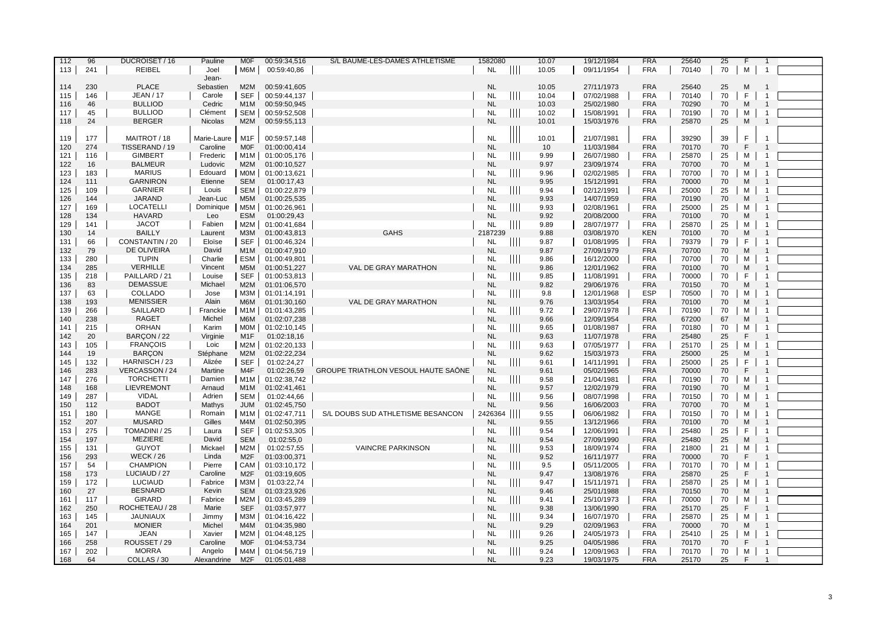| | | | | | | | | | | | | | | | | |
|---|---|---|---|---|---|---|---|---|---|---|---|---|---|---|---|---|
| 112 | 96 | DUCROISET / 16 | Pauline | M0F | 00:59:34,516 | S/L BAUME-LES-DAMES ATHLETISME | 1582080 | | 10.07 | 19/12/1984 | FRA | 25640 | 25 | F | 1 | |
| 113 | 241 | REIBEL | Joel | M6M | 00:59:40,86 | | NL | | 10.05 | 09/11/1954 | FRA | 70140 | 70 | M | 1 | |
| 114 | 230 | PLACE | Jean-Sebastien | M2M | 00:59:41,605 | | NL | | 10.05 | 27/11/1973 | FRA | 25640 | 25 | M | 1 | |
| 115 | 146 | JEAN / 17 | Carole | SEF | 00:59:44,137 | | NL | | 10.04 | 07/02/1988 | FRA | 70140 | 70 | F | 1 | |
| 116 | 46 | BULLIOD | Cedric | M1M | 00:59:50,945 | | NL | | 10.03 | 25/02/1980 | FRA | 70290 | 70 | M | 1 | |
| 117 | 45 | BULLIOD | Clément | SEM | 00:59:52,508 | | NL | | 10.02 | 15/08/1991 | FRA | 70190 | 70 | M | 1 | |
| 118 | 24 | BERGER | Nicolas | M2M | 00:59:55,113 | | NL | | 10.01 | 15/03/1976 | FRA | 25870 | 25 | M | 1 | |
| 119 | 177 | MAITROT / 18 | Marie-Laure | M1F | 00:59:57,148 | | NL | | 10.01 | 21/07/1981 | FRA | 39290 | 39 | F | 1 | |
| 120 | 274 | TISSERAND / 19 | Caroline | M0F | 01:00:00,414 | | NL | | 10 | 11/03/1984 | FRA | 70170 | 70 | F | 1 | |
| 121 | 116 | GIMBERT | Frederic | M1M | 01:00:05,176 | | NL | | 9.99 | 26/07/1980 | FRA | 25870 | 25 | M | 1 | |
| 122 | 16 | BALMEUR | Ludovic | M2M | 01:00:10,527 | | NL | | 9.97 | 23/09/1974 | FRA | 70700 | 70 | M | 1 | |
| 123 | 183 | MARIUS | Edouard | M0M | 01:00:13,621 | | NL | | 9.96 | 02/02/1985 | FRA | 70700 | 70 | M | 1 | |
| 124 | 111 | GARNIRON | Etienne | SEM | 01:00:17,43 | | NL | | 9.95 | 15/12/1991 | FRA | 70000 | 70 | M | 1 | |
| 125 | 109 | GARNIER | Louis | SEM | 01:00:22,879 | | NL | | 9.94 | 02/12/1991 | FRA | 25000 | 25 | M | 1 | |
| 126 | 144 | JARAND | Jean-Luc | M5M | 01:00:25,535 | | NL | | 9.93 | 14/07/1959 | FRA | 70190 | 70 | M | 1 | |
| 127 | 169 | LOCATELLI | Dominique | M5M | 01:00:26,961 | | NL | | 9.93 | 02/08/1961 | FRA | 25000 | 25 | M | 1 | |
| 128 | 134 | HAVARD | Leo | ESM | 01:00:29,43 | | NL | | 9.92 | 20/08/2000 | FRA | 70100 | 70 | M | 1 | |
| 129 | 141 | JACOT | Fabien | M2M | 01:00:41,684 | | NL | | 9.89 | 28/07/1977 | FRA | 25870 | 25 | M | 1 | |
| 130 | 14 | BAILLY | Laurent | M3M | 01:00:43,813 | GAHS | 2187239 | | 9.88 | 03/08/1970 | KEN | 70100 | 70 | M | 1 | |
| 131 | 66 | CONSTANTIN / 20 | Eloïse | SEF | 01:00:46,324 | | NL | | 9.87 | 01/08/1995 | FRA | 79379 | 79 | F | 1 | |
| 132 | 79 | DE OLIVEIRA | David | M1M | 01:00:47,910 | | NL | | 9.87 | 27/09/1979 | FRA | 70700 | 70 | M | 1 | |
| 133 | 280 | TUPIN | Charlie | ESM | 01:00:49,801 | | NL | | 9.86 | 16/12/2000 | FRA | 70700 | 70 | M | 1 | |
| 134 | 285 | VERHILLE | Vincent | M5M | 01:00:51,227 | VAL DE GRAY MARATHON | NL | | 9.86 | 12/01/1962 | FRA | 70100 | 70 | M | 1 | |
| 135 | 218 | PAILLARD / 21 | Louise | SEF | 01:00:53,813 | | NL | | 9.85 | 11/08/1991 | FRA | 70000 | 70 | F | 1 | |
| 136 | 83 | DEMASSUE | Michael | M2M | 01:01:06,570 | | NL | | 9.82 | 29/06/1976 | FRA | 70150 | 70 | M | 1 | |
| 137 | 63 | COLLADO | Jose | M3M | 01:01:14,191 | | NL | | 9.8 | 12/01/1968 | ESP | 70500 | 70 | M | 1 | |
| 138 | 193 | MENISSIER | Alain | M6M | 01:01:30,160 | VAL DE GRAY MARATHON | NL | | 9.76 | 13/03/1954 | FRA | 70100 | 70 | M | 1 | |
| 139 | 266 | SAILLARD | Franckie | M1M | 01:01:43,285 | | NL | | 9.72 | 29/07/1978 | FRA | 70190 | 70 | M | 1 | |
| 140 | 238 | RAGET | Michel | M6M | 01:02:07,238 | | NL | | 9.66 | 12/09/1954 | FRA | 67200 | 67 | M | 1 | |
| 141 | 215 | ORHAN | Karim | M0M | 01:02:10,145 | | NL | | 9.65 | 01/08/1987 | FRA | 70180 | 70 | M | 1 | |
| 142 | 20 | BARÇON / 22 | Virginie | M1F | 01:02:18,16 | | NL | | 9.63 | 11/07/1978 | FRA | 25480 | 25 | F | 1 | |
| 143 | 105 | FRANÇOIS | Loic | M2M | 01:02:20,133 | | NL | | 9.63 | 07/05/1977 | FRA | 25170 | 25 | M | 1 | |
| 144 | 19 | BARÇON | Stéphane | M2M | 01:02:22,234 | | NL | | 9.62 | 15/03/1973 | FRA | 25000 | 25 | M | 1 | |
| 145 | 132 | HARNISCH / 23 | Alizée | SEF | 01:02:24,27 | | NL | | 9.61 | 14/11/1991 | FRA | 25000 | 25 | F | 1 | |
| 146 | 283 | VERCASSON / 24 | Martine | M4F | 01:02:26,59 | GROUPE TRIATHLON VESOUL HAUTE SAÔNE | NL | | 9.61 | 05/02/1965 | FRA | 70000 | 70 | F | 1 | |
| 147 | 276 | TORCHETTI | Damien | M1M | 01:02:38,742 | | NL | | 9.58 | 21/04/1981 | FRA | 70190 | 70 | M | 1 | |
| 148 | 168 | LIEVREMONT | Arnaud | M1M | 01:02:41,461 | | NL | | 9.57 | 12/02/1979 | FRA | 70190 | 70 | M | 1 | |
| 149 | 287 | VIDAL | Adrien | SEM | 01:02:44,66 | | NL | | 9.56 | 08/07/1998 | FRA | 70150 | 70 | M | 1 | |
| 150 | 112 | BADOT | Mathys | JUM | 01:02:45,750 | | NL | | 9.56 | 16/06/2003 | FRA | 70700 | 70 | M | 1 | |
| 151 | 180 | MANGE | Romain | M1M | 01:02:47,711 | S/L DOUBS SUD ATHLETISME BESANCON | 2426364 | | 9.55 | 06/06/1982 | FRA | 70150 | 70 | M | 1 | |
| 152 | 207 | MUSARD | Gilles | M4M | 01:02:50,395 | | NL | | 9.55 | 13/12/1966 | FRA | 70100 | 70 | M | 1 | |
| 153 | 275 | TOMADINI / 25 | Laura | SEF | 01:02:53,305 | | NL | | 9.54 | 12/06/1991 | FRA | 25480 | 25 | F | 1 | |
| 154 | 197 | MEZIERE | David | SEM | 01:02:55,0 | | NL | | 9.54 | 27/09/1990 | FRA | 25480 | 25 | M | 1 | |
| 155 | 131 | GUYOT | Mickael | M2M | 01:02:57,55 | VAINCRE PARKINSON | NL | | 9.53 | 18/09/1974 | FRA | 21800 | 21 | M | 1 | |
| 156 | 293 | WECK / 26 | Linda | M2F | 01:03:00,371 | | NL | | 9.52 | 16/11/1977 | FRA | 70000 | 70 | F | 1 | |
| 157 | 54 | CHAMPION | Pierre | CAM | 01:03:10,172 | | NL | | 9.5 | 05/11/2005 | FRA | 70170 | 70 | M | 1 | |
| 158 | 173 | LUCIAUD / 27 | Caroline | M2F | 01:03:19,605 | | NL | | 9.47 | 13/08/1976 | FRA | 25870 | 25 | F | 1 | |
| 159 | 172 | LUCIAUD | Fabrice | M3M | 01:03:22,74 | | NL | | 9.47 | 15/11/1971 | FRA | 25870 | 25 | M | 1 | |
| 160 | 27 | BESNARD | Kevin | SEM | 01:03:23,926 | | NL | | 9.46 | 25/01/1988 | FRA | 70150 | 70 | M | 1 | |
| 161 | 117 | GIRARD | Fabrice | M2M | 01:03:45,289 | | NL | | 9.41 | 25/10/1973 | FRA | 70000 | 70 | M | 1 | |
| 162 | 250 | ROCHETEAU / 28 | Marie | SEF | 01:03:57,977 | | NL | | 9.38 | 13/06/1990 | FRA | 25170 | 25 | F | 1 | |
| 163 | 145 | JAUNIAUX | Jimmy | M3M | 01:04:16,422 | | NL | | 9.34 | 16/07/1970 | FRA | 25870 | 25 | M | 1 | |
| 164 | 201 | MONIER | Michel | M4M | 01:04:35,980 | | NL | | 9.29 | 02/09/1963 | FRA | 70000 | 70 | M | 1 | |
| 165 | 147 | JEAN | Xavier | M2M | 01:04:48,125 | | NL | | 9.26 | 24/05/1973 | FRA | 25410 | 25 | M | 1 | |
| 166 | 258 | ROUSSET / 29 | Caroline | M0F | 01:04:53,734 | | NL | | 9.25 | 04/05/1986 | FRA | 70170 | 70 | F | 1 | |
| 167 | 202 | MORRA | Angelo | M4M | 01:04:56,719 | | NL | | 9.24 | 12/09/1963 | FRA | 70170 | 70 | M | 1 | |
| 168 | 64 | COLLAS / 30 | Alexandrine | M2F | 01:05:01,488 | | NL | | 9.23 | 19/03/1975 | FRA | 25170 | 25 | F | 1 | |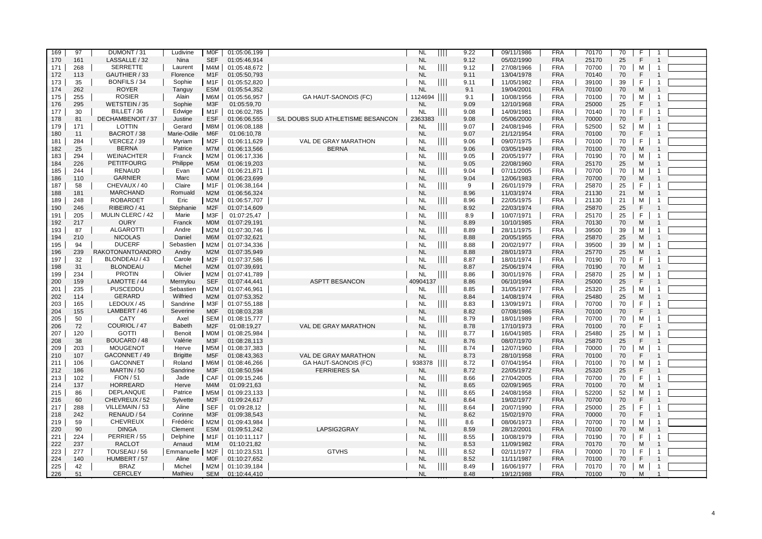| | | | | | | | | | | | | | | | | | |
|---|---|---|---|---|---|---|---|---|---|---|---|---|---|---|---|---|---|
| 169 | 97 | DUMONT / 31 | Ludivine | M0F | 01:05:06,199 | | NL | \|\|\|\| | 9.22 | 09/11/1986 | FRA | 70170 | 70 | F | 1 | |
| 170 | 161 | LASSALLE / 32 | Nina | SEF | 01:05:46,914 | | NL | | 9.12 | 05/02/1990 | FRA | 25170 | 25 | F | 1 | |
| 171 | 268 | SERRETTE | Laurent | M4M | 01:05:48,672 | | NL | \|\|\|\| | 9.12 | 27/08/1966 | FRA | 70700 | 70 | M | 1 | |
| 172 | 113 | GAUTHIER / 33 | Florence | M1F | 01:05:50,793 | | NL | | 9.11 | 13/04/1978 | FRA | 70140 | 70 | F | 1 | |
| 173 | 35 | BONFILS / 34 | Sophie | M1F | 01:05:52,820 | | NL | \|\|\|\| | 9.11 | 11/05/1982 | FRA | 39100 | 39 | F | 1 | |
| 174 | 262 | ROYER | Tanguy | ESM | 01:05:54,352 | | NL | | 9.1 | 19/04/2001 | FRA | 70100 | 70 | M | 1 | |
| 175 | 255 | ROSIER | Alain | M6M | 01:05:56,957 | GA HAUT-SAONOIS (FC) | 1124694 | \|\|\|\| | 9.1 | 10/08/1956 | FRA | 70100 | 70 | M | 1 | |
| 176 | 295 | WETSTEIN / 35 | Sophie | M3F | 01:05:59,70 | | NL | | 9.09 | 12/10/1968 | FRA | 25000 | 25 | F | 1 | |
| 177 | 30 | BILLET / 36 | Edwige | M1F | 01:06:02,785 | | NL | \|\|\|\| | 9.08 | 14/09/1981 | FRA | 70140 | 70 | F | 1 | |
| 178 | 81 | DECHAMBENOIT / 37 | Justine | ESF | 01:06:06,555 | S/L DOUBS SUD ATHLETISME BESANCON | 2363383 | | 9.08 | 05/06/2000 | FRA | 70000 | 70 | F | 1 | |
| 179 | 171 | LOTTIN | Gerard | M8M | 01:06:08,188 | | NL | \|\|\|\| | 9.07 | 24/08/1946 | FRA | 52500 | 52 | M | 1 | |
| 180 | 11 | BACROT / 38 | Marie-Odile | M6F | 01:06:10,78 | | NL | | 9.07 | 21/12/1954 | FRA | 70100 | 70 | F | 1 | |
| 181 | 284 | VERCEZ / 39 | Myriam | M2F | 01:06:11,629 | VAL DE GRAY MARATHON | NL | \|\|\|\| | 9.06 | 09/07/1975 | FRA | 70100 | 70 | F | 1 | |
| 182 | 25 | BERNA | Patrice | M7M | 01:06:13,566 | BERNA | NL | | 9.06 | 03/05/1949 | FRA | 70100 | 70 | M | 1 | |
| 183 | 294 | WEINACHTER | Franck | M2M | 01:06:17,336 | | NL | \|\|\|\| | 9.05 | 20/05/1977 | FRA | 70190 | 70 | M | 1 | |
| 184 | 226 | PETITFOURG | Philippe | M5M | 01:06:19,203 | | NL | | 9.05 | 22/08/1960 | FRA | 25170 | 25 | M | 1 | |
| 185 | 244 | RENAUD | Evan | CAM | 01:06:21,871 | | NL | \|\|\|\| | 9.04 | 07/11/2005 | FRA | 70700 | 70 | M | 1 | |
| 186 | 110 | GARNIER | Marc | M0M | 01:06:23,699 | | NL | | 9.04 | 12/06/1983 | FRA | 70700 | 70 | M | 1 | |
| 187 | 58 | CHEVAUX / 40 | Claire | M1F | 01:06:38,164 | | NL | \|\|\|\| | 9 | 26/01/1979 | FRA | 25870 | 25 | F | 1 | |
| 188 | 181 | MARCHAND | Romuald | M2M | 01:06:56,324 | | NL | | 8.96 | 11/03/1974 | FRA | 21130 | 21 | M | 1 | |
| 189 | 248 | ROBARDET | Eric | M2M | 01:06:57,707 | | NL | \|\|\|\| | 8.96 | 22/05/1975 | FRA | 21130 | 21 | M | 1 | |
| 190 | 246 | RIBEIRO / 41 | Stéphanie | M2F | 01:07:14,609 | | NL | | 8.92 | 22/03/1974 | FRA | 25870 | 25 | F | 1 | |
| 191 | 205 | MULIN CLERC / 42 | Marie | M3F | 01:07:25,47 | | NL | \|\|\|\| | 8.9 | 10/07/1971 | FRA | 25170 | 25 | F | 1 | |
| 192 | 217 | OURY | Franck | M0M | 01:07:29,191 | | NL | | 8.89 | 10/10/1985 | FRA | 70130 | 70 | M | 1 | |
| 193 | 87 | ALGAROTTI | Andre | M2M | 01:07:30,746 | | NL | \|\|\|\| | 8.89 | 28/11/1975 | FRA | 39500 | 39 | M | 1 | |
| 194 | 210 | NICOLAS | Daniel | M6M | 01:07:32,621 | | NL | | 8.88 | 20/05/1955 | FRA | 25870 | 25 | M | 1 | |
| 195 | 94 | DUCERF | Sebastien | M2M | 01:07:34,336 | | NL | \|\|\|\| | 8.88 | 20/02/1977 | FRA | 39500 | 39 | M | 1 | |
| 196 | 239 | RAKOTONANTOANDRO | Andry | M2M | 01:07:35,949 | | NL | | 8.88 | 28/01/1973 | FRA | 25770 | 25 | M | 1 | |
| 197 | 32 | BLONDEAU / 43 | Carole | M2F | 01:07:37,586 | | NL | \|\|\|\| | 8.87 | 18/01/1974 | FRA | 70190 | 70 | F | 1 | |
| 198 | 31 | BLONDEAU | Michel | M2M | 01:07:39,691 | | NL | | 8.87 | 25/06/1974 | FRA | 70190 | 70 | M | 1 | |
| 199 | 234 | PROTIN | Olivier | M2M | 01:07:41,789 | | NL | \|\|\|\| | 8.86 | 30/01/1976 | FRA | 25870 | 25 | M | 1 | |
| 200 | 159 | LAMOTTE / 44 | Merrrylou | SEF | 01:07:44,441 | ASPTT BESANCON | 40904137 | | 8.86 | 06/10/1994 | FRA | 25000 | 25 | F | 1 | |
| 201 | 235 | PUSCEDDU | Sebastien | M2M | 01:07:46,961 | | NL | \|\|\|\| | 8.85 | 31/05/1977 | FRA | 25320 | 25 | M | 1 | |
| 202 | 114 | GERARD | Wilfried | M2M | 01:07:53,352 | | NL | | 8.84 | 14/08/1974 | FRA | 25480 | 25 | M | 1 | |
| 203 | 165 | LEDOUX / 45 | Sandrine | M3F | 01:07:55,188 | | NL | \|\|\|\| | 8.83 | 13/09/1971 | FRA | 70700 | 70 | F | 1 | |
| 204 | 155 | LAMBERT / 46 | Severine | M0F | 01:08:03,238 | | NL | | 8.82 | 07/08/1986 | FRA | 70100 | 70 | F | 1 | |
| 205 | 50 | CATY | Axel | SEM | 01:08:15,777 | | NL | \|\|\|\| | 8.79 | 18/01/1989 | FRA | 70700 | 70 | M | 1 | |
| 206 | 72 | COURIOL / 47 | Babeth | M2F | 01:08:19,27 | VAL DE GRAY MARATHON | NL | | 8.78 | 17/10/1973 | FRA | 70100 | 70 | F | 1 | |
| 207 | 120 | GOTTI | Benoit | M0M | 01:08:25,984 | | NL | \|\|\|\| | 8.77 | 16/04/1985 | FRA | 25480 | 25 | M | 1 | |
| 208 | 38 | BOUCARD / 48 | Valérie | M3F | 01:08:28,113 | | NL | | 8.76 | 08/07/1970 | FRA | 25870 | 25 | F | 1 | |
| 209 | 203 | MOUGENOT | Herve | M5M | 01:08:37,383 | | NL | \|\|\|\| | 8.74 | 12/07/1960 | FRA | 70000 | 70 | M | 1 | |
| 210 | 107 | GACONNET / 49 | Brigitte | M5F | 01:08:43,363 | VAL DE GRAY MARATHON | NL | | 8.73 | 28/10/1958 | FRA | 70100 | 70 | F | 1 | |
| 211 | 106 | GACONNET | Roland | M6M | 01:08:46,266 | GA HAUT-SAONOIS (FC) | 938378 | \|\|\|\| | 8.72 | 07/04/1954 | FRA | 70100 | 70 | M | 1 | |
| 212 | 186 | MARTIN / 50 | Sandrine | M3F | 01:08:50,594 | FERRIERES SA | NL | | 8.72 | 22/05/1972 | FRA | 25320 | 25 | F | 1 | |
| 213 | 102 | FION / 51 | Jade | CAF | 01:09:15,246 | | NL | \|\|\|\| | 8.66 | 27/04/2005 | FRA | 70700 | 70 | F | 1 | |
| 214 | 137 | HORREARD | Herve | M4M | 01:09:21,63 | | NL | | 8.65 | 02/09/1965 | FRA | 70100 | 70 | M | 1 | |
| 215 | 86 | DEPLANQUE | Patrice | M5M | 01:09:23,133 | | NL | \|\|\|\| | 8.65 | 24/08/1958 | FRA | 52200 | 52 | M | 1 | |
| 216 | 60 | CHEVREUX / 52 | Sylvette | M2F | 01:09:24,617 | | NL | | 8.64 | 19/02/1977 | FRA | 70700 | 70 | F | 1 | |
| 217 | 288 | VILLEMAIN / 53 | Aline | SEF | 01:09:28,12 | | NL | \|\|\|\| | 8.64 | 20/07/1990 | FRA | 25000 | 25 | F | 1 | |
| 218 | 242 | RENAUD / 54 | Corinne | M3F | 01:09:38,543 | | NL | | 8.62 | 15/02/1970 | FRA | 70000 | 70 | F | 1 | |
| 219 | 59 | CHEVREUX | Frédéric | M2M | 01:09:43,984 | | NL | \|\|\|\| | 8.6 | 08/06/1973 | FRA | 70700 | 70 | M | 1 | |
| 220 | 90 | DINGA | Clement | ESM | 01:09:51,242 | LAPSIG2GRAY | NL | | 8.59 | 28/12/2001 | FRA | 70100 | 70 | M | 1 | |
| 221 | 224 | PERRIER / 55 | Delphine | M1F | 01:10:11,117 | | NL | \|\|\|\| | 8.55 | 10/08/1979 | FRA | 70190 | 70 | F | 1 | |
| 222 | 237 | RACLOT | Arnaud | M1M | 01:10:21,82 | | NL | | 8.53 | 11/09/1982 | FRA | 70170 | 70 | M | 1 | |
| 223 | 277 | TOUSEAU / 56 | Emmanuelle | M2F | 01:10:23,531 | GTVHS | NL | \|\|\|\| | 8.52 | 02/11/1977 | FRA | 70000 | 70 | F | 1 | |
| 224 | 140 | HUMBERT / 57 | Aline | M0F | 01:10:27,652 | | NL | | 8.52 | 11/11/1987 | FRA | 70100 | 70 | F | 1 | |
| 225 | 42 | BRAZ | Michel | M2M | 01:10:39,184 | | NL | \|\|\|\| | 8.49 | 16/06/1977 | FRA | 70170 | 70 | M | 1 | |
| 226 | 51 | CERCLEY | Mathieu | SEM | 01:10:44,410 | | NL | | 8.48 | 19/12/1988 | FRA | 70100 | 70 | M | 1 | |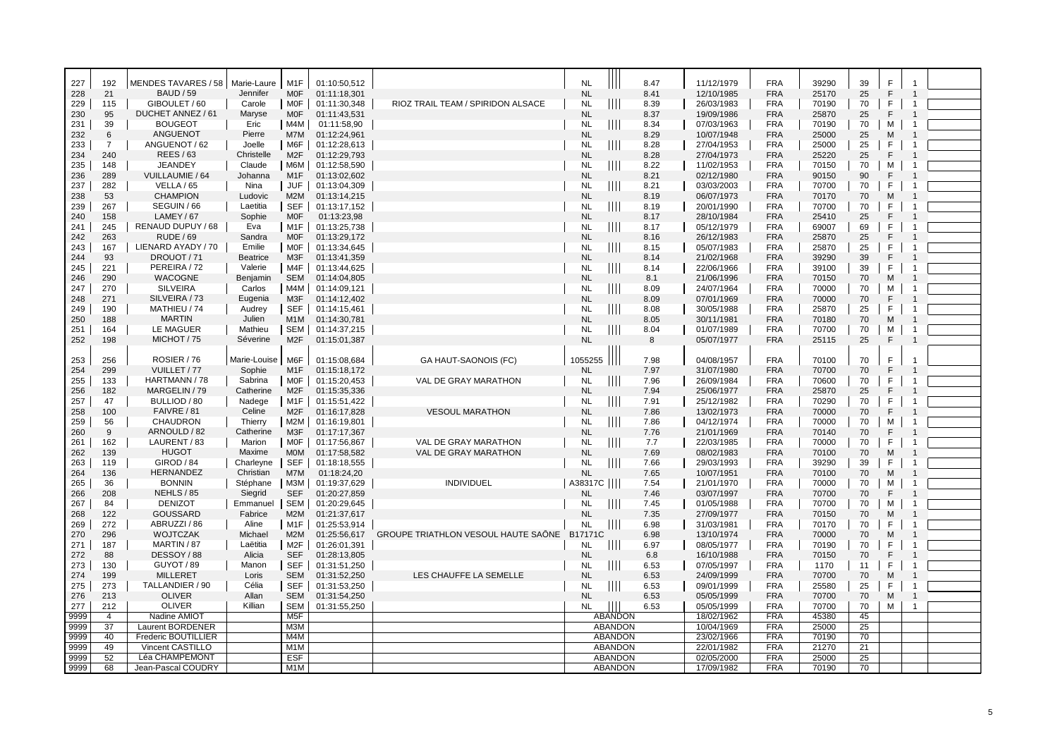| | | | | | | | | | | | | | | | | |
|---|---|---|---|---|---|---|---|---|---|---|---|---|---|---|---|---|
| 227 | 192 | MENDES TAVARES / 58 | Marie-Laure | M1F | 01:10:50,512 | | NL | | 8.47 | 11/12/1979 | FRA | 39290 | 39 | F | 1 | |
| 228 | 21 | BAUD / 59 | Jennifer | M0F | 01:11:18,301 | | NL | | 8.41 | 12/10/1985 | FRA | 25170 | 25 | F | 1 | |
| 229 | 115 | GIBOULET / 60 | Carole | M0F | 01:11:30,348 | RIOZ TRAIL TEAM / SPIRIDON ALSACE | NL | | 8.39 | 26/03/1983 | FRA | 70190 | 70 | F | 1 | |
| 230 | 95 | DUCHET ANNEZ / 61 | Maryse | M0F | 01:11:43,531 | | NL | | 8.37 | 19/09/1986 | FRA | 25870 | 25 | F | 1 | |
| 231 | 39 | BOUGEOT | Eric | M4M | 01:11:58,90 | | NL | | 8.34 | 07/03/1963 | FRA | 70190 | 70 | M | 1 | |
| 232 | 6 | ANGUENOT | Pierre | M7M | 01:12:24,961 | | NL | | 8.29 | 10/07/1948 | FRA | 25000 | 25 | M | 1 | |
| 233 | 7 | ANGUENOT / 62 | Joelle | M6F | 01:12:28,613 | | NL | | 8.28 | 27/04/1953 | FRA | 25000 | 25 | F | 1 | |
| 234 | 240 | REES / 63 | Christelle | M2F | 01:12:29,793 | | NL | | 8.28 | 27/04/1973 | FRA | 25220 | 25 | F | 1 | |
| 235 | 148 | JEANDEY | Claude | M6M | 01:12:58,590 | | NL | | 8.22 | 11/02/1953 | FRA | 70150 | 70 | M | 1 | |
| 236 | 289 | VUILLAUMIE / 64 | Johanna | M1F | 01:13:02,602 | | NL | | 8.21 | 02/12/1980 | FRA | 90150 | 90 | F | 1 | |
| 237 | 282 | VELLA / 65 | Nina | JUF | 01:13:04,309 | | NL | | 8.21 | 03/03/2003 | FRA | 70700 | 70 | F | 1 | |
| 238 | 53 | CHAMPION | Ludovic | M2M | 01:13:14,215 | | NL | | 8.19 | 06/07/1973 | FRA | 70170 | 70 | M | 1 | |
| 239 | 267 | SEGUIN / 66 | Laetitia | SEF | 01:13:17,152 | | NL | | 8.19 | 20/01/1990 | FRA | 70700 | 70 | F | 1 | |
| 240 | 158 | LAMEY / 67 | Sophie | M0F | 01:13:23,98 | | NL | | 8.17 | 28/10/1984 | FRA | 25410 | 25 | F | 1 | |
| 241 | 245 | RENAUD DUPUY / 68 | Eva | M1F | 01:13:25,738 | | NL | | 8.17 | 05/12/1979 | FRA | 69007 | 69 | F | 1 | |
| 242 | 263 | RUDE / 69 | Sandra | M0F | 01:13:29,172 | | NL | | 8.16 | 26/12/1983 | FRA | 25870 | 25 | F | 1 | |
| 243 | 167 | LIENARD AYADY / 70 | Emilie | M0F | 01:13:34,645 | | NL | | 8.15 | 05/07/1983 | FRA | 25870 | 25 | F | 1 | |
| 244 | 93 | DROUOT / 71 | Beatrice | M3F | 01:13:41,359 | | NL | | 8.14 | 21/02/1968 | FRA | 39290 | 39 | F | 1 | |
| 245 | 221 | PEREIRA / 72 | Valerie | M4F | 01:13:44,625 | | NL | | 8.14 | 22/06/1966 | FRA | 39100 | 39 | F | 1 | |
| 246 | 290 | WACOGNE | Benjamin | SEM | 01:14:04,805 | | NL | | 8.1 | 21/06/1996 | FRA | 70150 | 70 | M | 1 | |
| 247 | 270 | SILVEIRA | Carlos | M4M | 01:14:09,121 | | NL | | 8.09 | 24/07/1964 | FRA | 70000 | 70 | M | 1 | |
| 248 | 271 | SILVEIRA / 73 | Eugenia | M3F | 01:14:12,402 | | NL | | 8.09 | 07/01/1969 | FRA | 70000 | 70 | F | 1 | |
| 249 | 190 | MATHIEU / 74 | Audrey | SEF | 01:14:15,461 | | NL | | 8.08 | 30/05/1988 | FRA | 25870 | 25 | F | 1 | |
| 250 | 188 | MARTIN | Julien | M1M | 01:14:30,781 | | NL | | 8.05 | 30/11/1981 | FRA | 70180 | 70 | M | 1 | |
| 251 | 164 | LE MAGUER | Mathieu | SEM | 01:14:37,215 | | NL | | 8.04 | 01/07/1989 | FRA | 70700 | 70 | M | 1 | |
| 252 | 198 | MICHOT / 75 | Séverine | M2F | 01:15:01,387 | | NL | | 8 | 05/07/1977 | FRA | 25115 | 25 | F | 1 | |
| 253 | 256 | ROSIER / 76 | Marie-Louise | M6F | 01:15:08,684 | GA HAUT-SAONOIS (FC) | 1055255 | | 7.98 | 04/08/1957 | FRA | 70100 | 70 | F | 1 | |
| 254 | 299 | VUILLET / 77 | Sophie | M1F | 01:15:18,172 | | NL | | 7.97 | 31/07/1980 | FRA | 70700 | 70 | F | 1 | |
| 255 | 133 | HARTMANN / 78 | Sabrina | M0F | 01:15:20,453 | VAL DE GRAY MARATHON | NL | | 7.96 | 26/09/1984 | FRA | 70600 | 70 | F | 1 | |
| 256 | 182 | MARGELIN / 79 | Catherine | M2F | 01:15:35,336 | | NL | | 7.94 | 25/06/1977 | FRA | 25870 | 25 | F | 1 | |
| 257 | 47 | BULLIOD / 80 | Nadege | M1F | 01:15:51,422 | | NL | | 7.91 | 25/12/1982 | FRA | 70290 | 70 | F | 1 | |
| 258 | 100 | FAIVRE / 81 | Celine | M2F | 01:16:17,828 | VESOUL MARATHON | NL | | 7.86 | 13/02/1973 | FRA | 70000 | 70 | F | 1 | |
| 259 | 56 | CHAUDRON | Thierry | M2M | 01:16:19,801 | | NL | | 7.86 | 04/12/1974 | FRA | 70000 | 70 | M | 1 | |
| 260 | 9 | ARNOULD / 82 | Catherine | M3F | 01:17:17,367 | | NL | | 7.76 | 21/01/1969 | FRA | 70140 | 70 | F | 1 | |
| 261 | 162 | LAURENT / 83 | Marion | M0F | 01:17:56,867 | VAL DE GRAY MARATHON | NL | | 7.7 | 22/03/1985 | FRA | 70000 | 70 | F | 1 | |
| 262 | 139 | HUGOT | Maxime | M0M | 01:17:58,582 | VAL DE GRAY MARATHON | NL | | 7.69 | 08/02/1983 | FRA | 70100 | 70 | M | 1 | |
| 263 | 119 | GIROD / 84 | Charleyne | SEF | 01:18:18,555 | | NL | | 7.66 | 29/03/1993 | FRA | 39290 | 39 | F | 1 | |
| 264 | 136 | HERNANDEZ | Christian | M7M | 01:18:24,20 | | NL | | 7.65 | 10/07/1951 | FRA | 70100 | 70 | M | 1 | |
| 265 | 36 | BONNIN | Stéphane | M3M | 01:19:37,629 | INDIVIDUEL | A38317C | | 7.54 | 21/01/1970 | FRA | 70000 | 70 | M | 1 | |
| 266 | 208 | NEHLS / 85 | Siegrid | SEF | 01:20:27,859 | | NL | | 7.46 | 03/07/1997 | FRA | 70700 | 70 | F | 1 | |
| 267 | 84 | DENIZOT | Emmanuel | SEM | 01:20:29,645 | | NL | | 7.45 | 01/05/1988 | FRA | 70700 | 70 | M | 1 | |
| 268 | 122 | GOUSSARD | Fabrice | M2M | 01:21:37,617 | | NL | | 7.35 | 27/09/1977 | FRA | 70150 | 70 | M | 1 | |
| 269 | 272 | ABRUZZI / 86 | Aline | M1F | 01:25:53,914 | | NL | | 6.98 | 31/03/1981 | FRA | 70170 | 70 | F | 1 | |
| 270 | 296 | WOJTCZAK | Michael | M2M | 01:25:56,617 | GROUPE TRIATHLON VESOUL HAUTE SAÔNE | B17171C | | 6.98 | 13/10/1974 | FRA | 70000 | 70 | M | 1 | |
| 271 | 187 | MARTIN / 87 | Laëtitia | M2F | 01:26:01,391 | | NL | | 6.97 | 08/05/1977 | FRA | 70190 | 70 | F | 1 | |
| 272 | 88 | DESSOY / 88 | Alicia | SEF | 01:28:13,805 | | NL | | 6.8 | 16/10/1988 | FRA | 70150 | 70 | F | 1 | |
| 273 | 130 | GUYOT / 89 | Manon | SEF | 01:31:51,250 | | NL | | 6.53 | 07/05/1997 | FRA | 1170 | 11 | F | 1 | |
| 274 | 199 | MILLERET | Loris | SEM | 01:31:52,250 | LES CHAUFFE LA SEMELLE | NL | | 6.53 | 24/09/1999 | FRA | 70700 | 70 | M | 1 | |
| 275 | 273 | TALLANDIER / 90 | Célia | SEF | 01:31:53,250 | | NL | | 6.53 | 09/01/1999 | FRA | 25580 | 25 | F | 1 | |
| 276 | 213 | OLIVER | Allan | SEM | 01:31:54,250 | | NL | | 6.53 | 05/05/1999 | FRA | 70700 | 70 | M | 1 | |
| 277 | 212 | OLIVER | Killian | SEM | 01:31:55,250 | | NL | | 6.53 | 05/05/1999 | FRA | 70700 | 70 | M | 1 | |
| 9999 | 4 | Nadine AMIOT | | M5F | | | ABANDON | | | 18/02/1962 | FRA | 45380 | 45 | | | |
| 9999 | 37 | Laurent BORDENER | | M3M | | | ABANDON | | | 10/04/1969 | FRA | 25000 | 25 | | | |
| 9999 | 40 | Frederic BOUTILLIER | | M4M | | | ABANDON | | | 23/02/1966 | FRA | 70190 | 70 | | | |
| 9999 | 49 | Vincent CASTILLO | | M1M | | | ABANDON | | | 22/01/1982 | FRA | 21270 | 21 | | | |
| 9999 | 52 | Léa CHAMPEMONT | | ESF | | | ABANDON | | | 02/05/2000 | FRA | 25000 | 25 | | | |
| 9999 | 68 | Jean-Pascal COUDRY | | M1M | | | ABANDON | | | 17/09/1982 | FRA | 70190 | 70 | | | |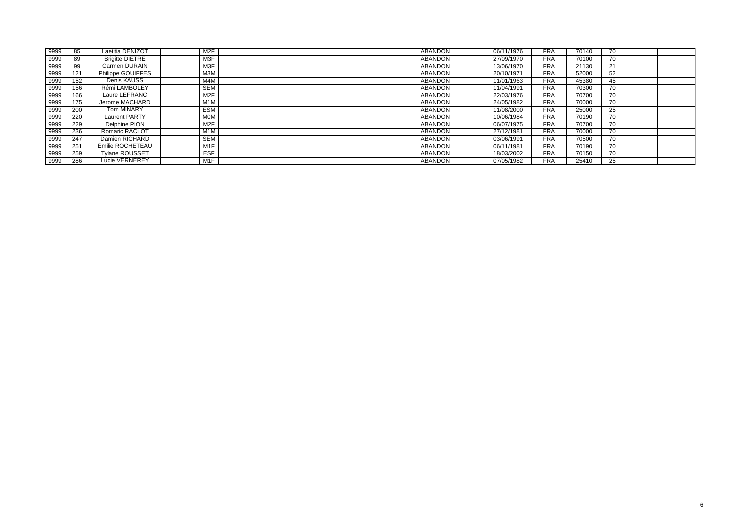| | | | | | | | | | | | | | | |
|---|---|---|---|---|---|---|---|---|---|---|---|---|---|---|
| 9999 | 85 | Laetitia DENIZOT | | M2F | | | ABANDON | 06/11/1976 | FRA | 70140 | 70 | | | |
| 9999 | 89 | Brigitte DIETRE | | M3F | | | ABANDON | 27/09/1970 | FRA | 70100 | 70 | | | |
| 9999 | 99 | Carmen DURAIN | | M3F | | | ABANDON | 13/06/1970 | FRA | 21130 | 21 | | | |
| 9999 | 121 | Philippe GOUIFFES | | M3M | | | ABANDON | 20/10/1971 | FRA | 52000 | 52 | | | |
| 9999 | 152 | Denis KAUSS | | M4M | | | ABANDON | 11/01/1963 | FRA | 45380 | 45 | | | |
| 9999 | 156 | Rémi LAMBOLEY | | SEM | | | ABANDON | 11/04/1991 | FRA | 70300 | 70 | | | |
| 9999 | 166 | Laure LEFRANC | | M2F | | | ABANDON | 22/03/1976 | FRA | 70700 | 70 | | | |
| 9999 | 175 | Jerome MACHARD | | M1M | | | ABANDON | 24/05/1982 | FRA | 70000 | 70 | | | |
| 9999 | 200 | Tom MINARY | | ESM | | | ABANDON | 11/08/2000 | FRA | 25000 | 25 | | | |
| 9999 | 220 | Laurent PARTY | | M0M | | | ABANDON | 10/06/1984 | FRA | 70190 | 70 | | | |
| 9999 | 229 | Delphine PION | | M2F | | | ABANDON | 06/07/1975 | FRA | 70700 | 70 | | | |
| 9999 | 236 | Romaric RACLOT | | M1M | | | ABANDON | 27/12/1981 | FRA | 70000 | 70 | | | |
| 9999 | 247 | Damien RICHARD | | SEM | | | ABANDON | 03/06/1991 | FRA | 70500 | 70 | | | |
| 9999 | 251 | Emilie ROCHETEAU | | M1F | | | ABANDON | 06/11/1981 | FRA | 70190 | 70 | | | |
| 9999 | 259 | Tylane ROUSSET | | ESF | | | ABANDON | 18/03/2002 | FRA | 70150 | 70 | | | |
| 9999 | 286 | Lucie VERNEREY | | M1F | | | ABANDON | 07/05/1982 | FRA | 25410 | 25 | | | |